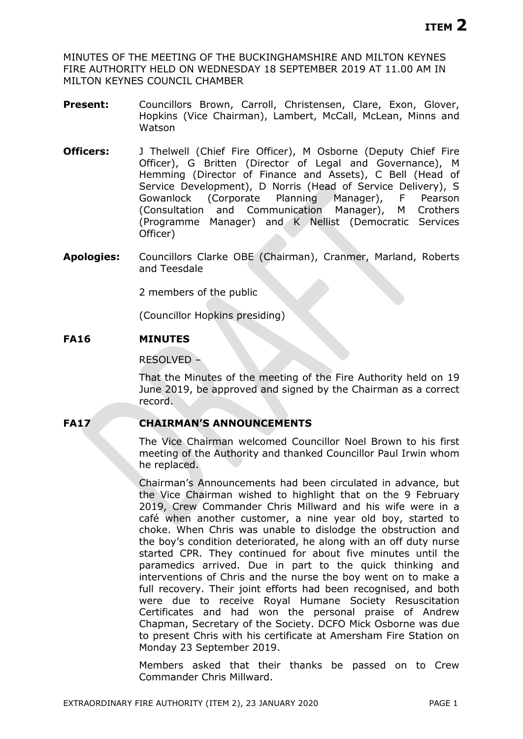**ITEM 2**

MINUTES OF THE MEETING OF THE BUCKINGHAMSHIRE AND MILTON KEYNES FIRE AUTHORITY HELD ON WEDNESDAY 18 SEPTEMBER 2019 AT 11.00 AM IN MILTON KEYNES COUNCIL CHAMBER

**Present:** Councillors Brown, Carroll, Christensen, Clare, Exon, Glover, Hopkins (Vice Chairman), Lambert, McCall, McLean, Minns and Watson

**Officers:** J Thelwell (Chief Fire Officer), M Osborne (Deputy Chief Fire Officer), G Britten (Director of Legal and Governance), M Hemming (Director of Finance and Assets), C Bell (Head of Service Development), D Norris (Head of Service Delivery), S Gowanlock (Corporate Planning Manager), F Pearson (Consultation and Communication Manager), M Crothers (Programme Manager) and K Nellist (Democratic Services Officer)

**Apologies:** Councillors Clarke OBE (Chairman), Cranmer, Marland, Roberts and Teesdale

2 members of the public

(Councillor Hopkins presiding)

## FA16 MINUTES

RESOLVED –

That the Minutes of the meeting of the Fire Authority held on 19 June 2019, be approved and signed by the Chairman as a correct record.

## FA17 CHAIRMAN'S ANNOUNCEMENTS

The Vice Chairman welcomed Councillor Noel Brown to his first meeting of the Authority and thanked Councillor Paul Irwin whom he replaced.

Chairman's Announcements had been circulated in advance, but the Vice Chairman wished to highlight that on the 9 February 2019, Crew Commander Chris Millward and his wife were in a café when another customer, a nine year old boy, started to choke. When Chris was unable to dislodge the obstruction and the boy's condition deteriorated, he along with an off duty nurse started CPR. They continued for about five minutes until the paramedics arrived. Due in part to the quick thinking and interventions of Chris and the nurse the boy went on to make a full recovery. Their joint efforts had been recognised, and both were due to receive Royal Humane Society Resuscitation Certificates and had won the personal praise of Andrew Chapman, Secretary of the Society. DCFO Mick Osborne was due to present Chris with his certificate at Amersham Fire Station on Monday 23 September 2019.

Members asked that their thanks be passed on to Crew Commander Chris Millward.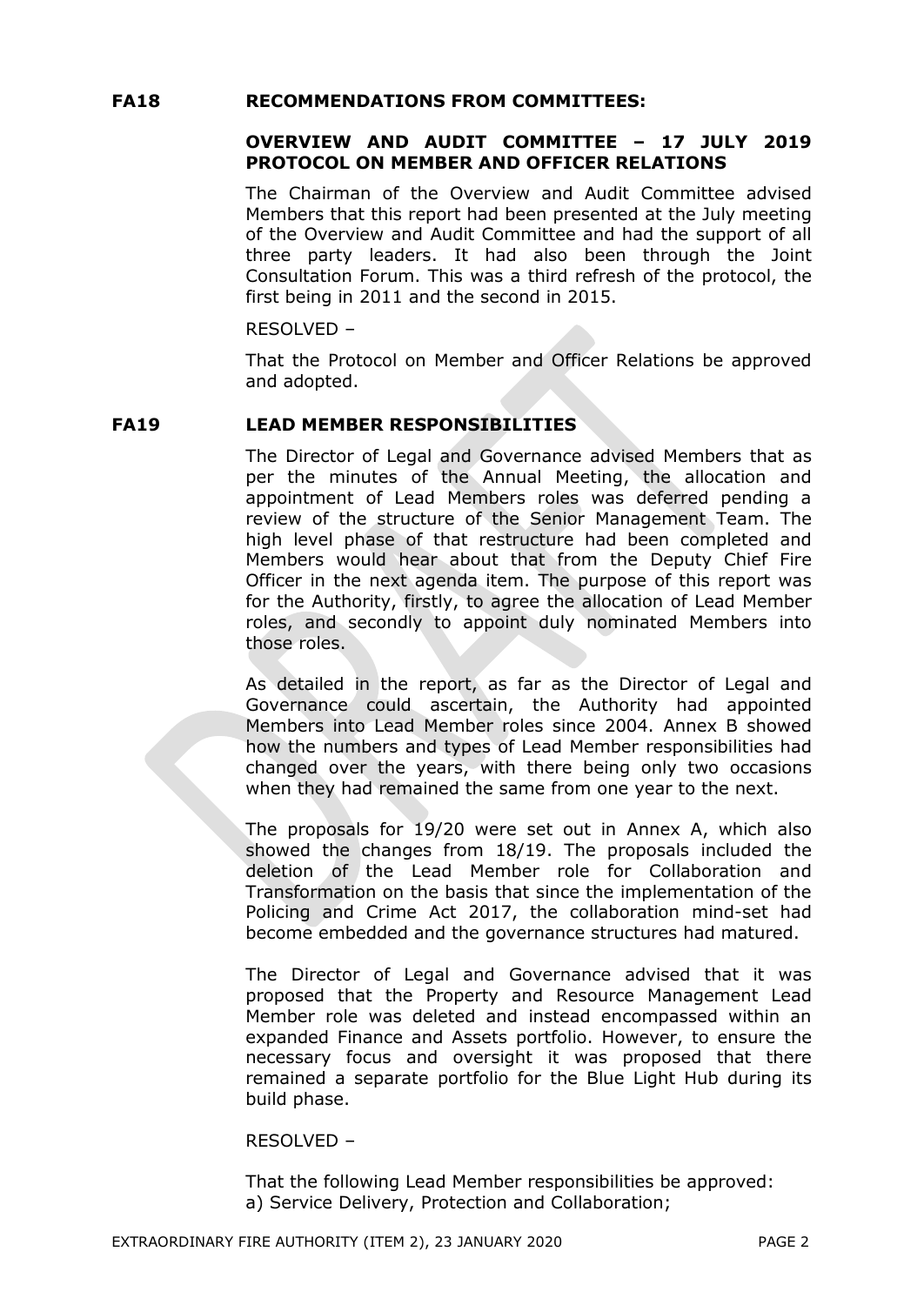**FA18 RECOMMENDATIONS FROM COMMITTEES:**

**OVERVIEW AND AUDIT COMMITTEE – 17 JULY 2019 PROTOCOL ON MEMBER AND OFFICER RELATIONS**

The Chairman of the Overview and Audit Committee advised Members that this report had been presented at the July meeting of the Overview and Audit Committee and had the support of all three party leaders. It had also been through the Joint Consultation Forum. This was a third refresh of the protocol, the first being in 2011 and the second in 2015.

RESOLVED –

That the Protocol on Member and Officer Relations be approved and adopted.

**FA19 LEAD MEMBER RESPONSIBILITIES**

The Director of Legal and Governance advised Members that as per the minutes of the Annual Meeting, the allocation and appointment of Lead Members roles was deferred pending a review of the structure of the Senior Management Team. The high level phase of that restructure had been completed and Members would hear about that from the Deputy Chief Fire Officer in the next agenda item. The purpose of this report was for the Authority, firstly, to agree the allocation of Lead Member roles, and secondly to appoint duly nominated Members into those roles.

As detailed in the report, as far as the Director of Legal and Governance could ascertain, the Authority had appointed Members into Lead Member roles since 2004. Annex B showed how the numbers and types of Lead Member responsibilities had changed over the years, with there being only two occasions when they had remained the same from one year to the next.

The proposals for 19/20 were set out in Annex A, which also showed the changes from 18/19. The proposals included the deletion of the Lead Member role for Collaboration and Transformation on the basis that since the implementation of the Policing and Crime Act 2017, the collaboration mind-set had become embedded and the governance structures had matured.

The Director of Legal and Governance advised that it was proposed that the Property and Resource Management Lead Member role was deleted and instead encompassed within an expanded Finance and Assets portfolio. However, to ensure the necessary focus and oversight it was proposed that there remained a separate portfolio for the Blue Light Hub during its build phase.

RESOLVED –

That the following Lead Member responsibilities be approved:
a) Service Delivery, Protection and Collaboration;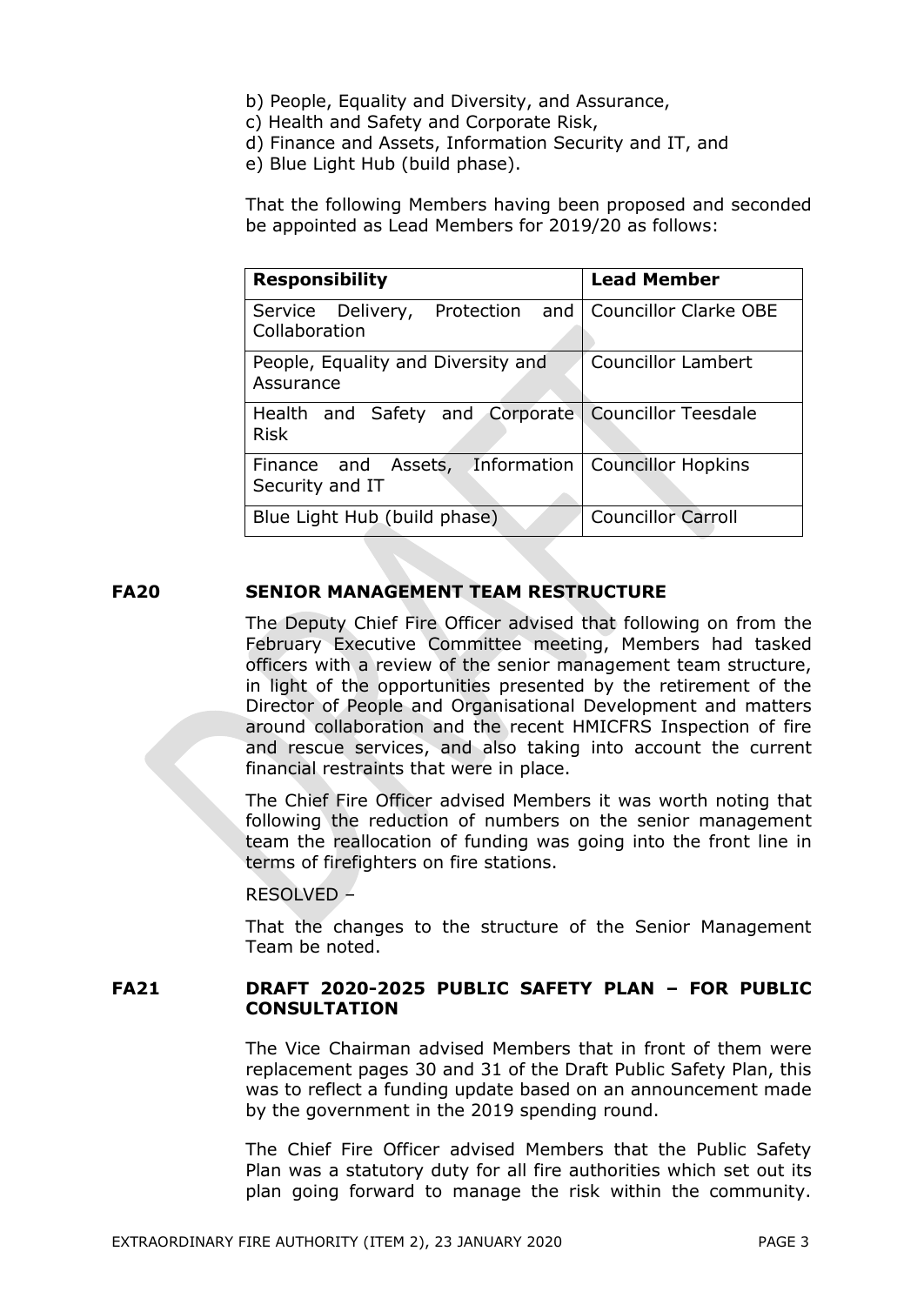b) People, Equality and Diversity, and Assurance,
c) Health and Safety and Corporate Risk,
d) Finance and Assets, Information Security and IT, and
e) Blue Light Hub (build phase).

That the following Members having been proposed and seconded be appointed as Lead Members for 2019/20 as follows:

| **Responsibility** | **Lead Member** |
|---|---|
| Service Delivery, Protection and Collaboration | Councillor Clarke OBE |
| People, Equality and Diversity and Assurance | Councillor Lambert |
| Health and Safety and Corporate Risk | Councillor Teesdale |
| Finance and Assets, Information Security and IT | Councillor Hopkins |
| Blue Light Hub (build phase) | Councillor Carroll |

**FA20 SENIOR MANAGEMENT TEAM RESTRUCTURE**

The Deputy Chief Fire Officer advised that following on from the February Executive Committee meeting, Members had tasked officers with a review of the senior management team structure, in light of the opportunities presented by the retirement of the Director of People and Organisational Development and matters around collaboration and the recent HMICFRS Inspection of fire and rescue services, and also taking into account the current financial restraints that were in place.

The Chief Fire Officer advised Members it was worth noting that following the reduction of numbers on the senior management team the reallocation of funding was going into the front line in terms of firefighters on fire stations.

RESOLVED –

That the changes to the structure of the Senior Management Team be noted.

**FA21 DRAFT 2020-2025 PUBLIC SAFETY PLAN – FOR PUBLIC CONSULTATION**

The Vice Chairman advised Members that in front of them were replacement pages 30 and 31 of the Draft Public Safety Plan, this was to reflect a funding update based on an announcement made by the government in the 2019 spending round.

The Chief Fire Officer advised Members that the Public Safety Plan was a statutory duty for all fire authorities which set out its plan going forward to manage the risk within the community.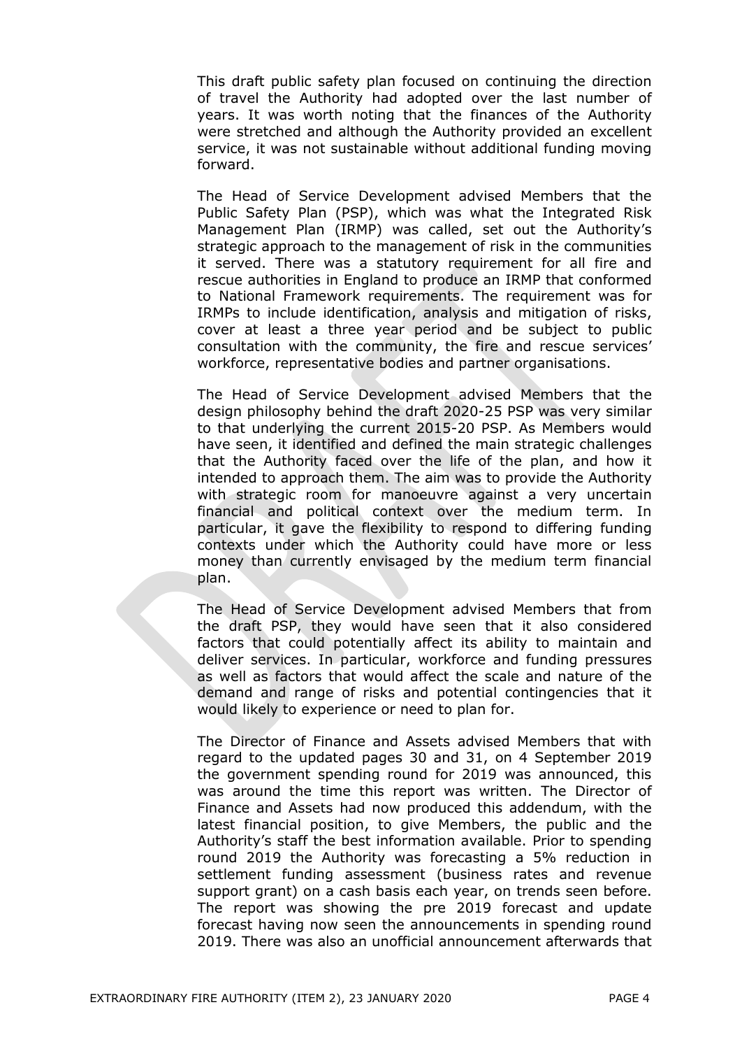This draft public safety plan focused on continuing the direction of travel the Authority had adopted over the last number of years. It was worth noting that the finances of the Authority were stretched and although the Authority provided an excellent service, it was not sustainable without additional funding moving forward.

The Head of Service Development advised Members that the Public Safety Plan (PSP), which was what the Integrated Risk Management Plan (IRMP) was called, set out the Authority's strategic approach to the management of risk in the communities it served. There was a statutory requirement for all fire and rescue authorities in England to produce an IRMP that conformed to National Framework requirements. The requirement was for IRMPs to include identification, analysis and mitigation of risks, cover at least a three year period and be subject to public consultation with the community, the fire and rescue services' workforce, representative bodies and partner organisations.

The Head of Service Development advised Members that the design philosophy behind the draft 2020-25 PSP was very similar to that underlying the current 2015-20 PSP. As Members would have seen, it identified and defined the main strategic challenges that the Authority faced over the life of the plan, and how it intended to approach them. The aim was to provide the Authority with strategic room for manoeuvre against a very uncertain financial and political context over the medium term. In particular, it gave the flexibility to respond to differing funding contexts under which the Authority could have more or less money than currently envisaged by the medium term financial plan.

The Head of Service Development advised Members that from the draft PSP, they would have seen that it also considered factors that could potentially affect its ability to maintain and deliver services. In particular, workforce and funding pressures as well as factors that would affect the scale and nature of the demand and range of risks and potential contingencies that it would likely to experience or need to plan for.

The Director of Finance and Assets advised Members that with regard to the updated pages 30 and 31, on 4 September 2019 the government spending round for 2019 was announced, this was around the time this report was written. The Director of Finance and Assets had now produced this addendum, with the latest financial position, to give Members, the public and the Authority's staff the best information available. Prior to spending round 2019 the Authority was forecasting a 5% reduction in settlement funding assessment (business rates and revenue support grant) on a cash basis each year, on trends seen before. The report was showing the pre 2019 forecast and update forecast having now seen the announcements in spending round 2019. There was also an unofficial announcement afterwards that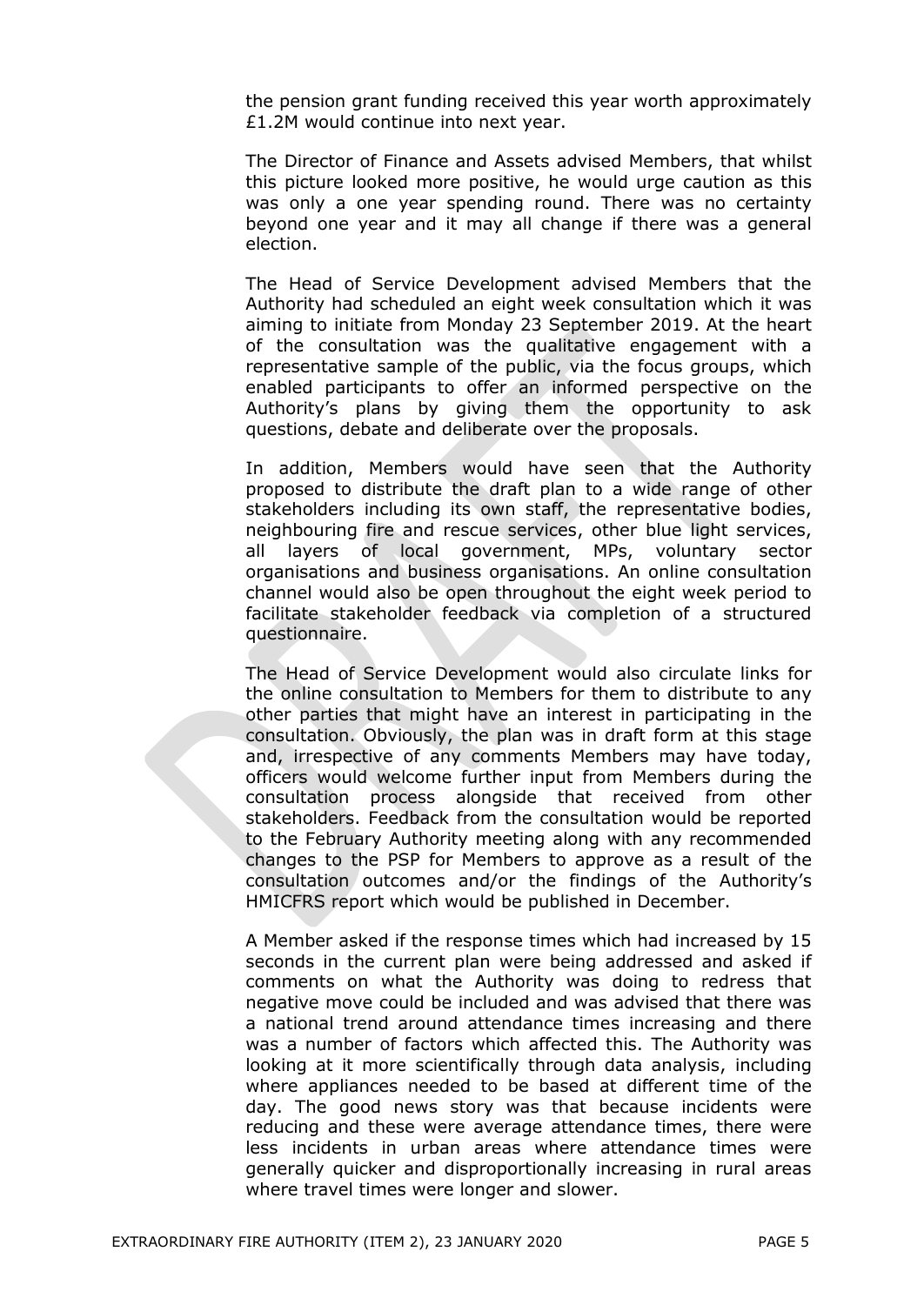the pension grant funding received this year worth approximately £1.2M would continue into next year.

The Director of Finance and Assets advised Members, that whilst this picture looked more positive, he would urge caution as this was only a one year spending round. There was no certainty beyond one year and it may all change if there was a general election.

The Head of Service Development advised Members that the Authority had scheduled an eight week consultation which it was aiming to initiate from Monday 23 September 2019. At the heart of the consultation was the qualitative engagement with a representative sample of the public, via the focus groups, which enabled participants to offer an informed perspective on the Authority's plans by giving them the opportunity to ask questions, debate and deliberate over the proposals.

In addition, Members would have seen that the Authority proposed to distribute the draft plan to a wide range of other stakeholders including its own staff, the representative bodies, neighbouring fire and rescue services, other blue light services, all layers of local government, MPs, voluntary sector organisations and business organisations. An online consultation channel would also be open throughout the eight week period to facilitate stakeholder feedback via completion of a structured questionnaire.

The Head of Service Development would also circulate links for the online consultation to Members for them to distribute to any other parties that might have an interest in participating in the consultation. Obviously, the plan was in draft form at this stage and, irrespective of any comments Members may have today, officers would welcome further input from Members during the consultation process alongside that received from other stakeholders. Feedback from the consultation would be reported to the February Authority meeting along with any recommended changes to the PSP for Members to approve as a result of the consultation outcomes and/or the findings of the Authority's HMICFRS report which would be published in December.

A Member asked if the response times which had increased by 15 seconds in the current plan were being addressed and asked if comments on what the Authority was doing to redress that negative move could be included and was advised that there was a national trend around attendance times increasing and there was a number of factors which affected this. The Authority was looking at it more scientifically through data analysis, including where appliances needed to be based at different time of the day. The good news story was that because incidents were reducing and these were average attendance times, there were less incidents in urban areas where attendance times were generally quicker and disproportionally increasing in rural areas where travel times were longer and slower.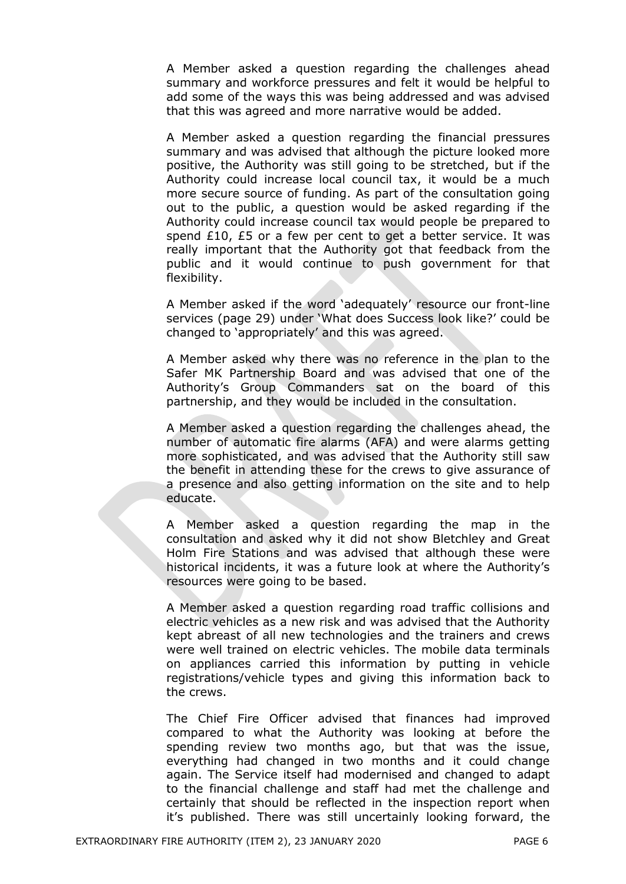A Member asked a question regarding the challenges ahead summary and workforce pressures and felt it would be helpful to add some of the ways this was being addressed and was advised that this was agreed and more narrative would be added.

A Member asked a question regarding the financial pressures summary and was advised that although the picture looked more positive, the Authority was still going to be stretched, but if the Authority could increase local council tax, it would be a much more secure source of funding. As part of the consultation going out to the public, a question would be asked regarding if the Authority could increase council tax would people be prepared to spend £10, £5 or a few per cent to get a better service. It was really important that the Authority got that feedback from the public and it would continue to push government for that flexibility.

A Member asked if the word 'adequately' resource our front-line services (page 29) under 'What does Success look like?' could be changed to 'appropriately' and this was agreed.

A Member asked why there was no reference in the plan to the Safer MK Partnership Board and was advised that one of the Authority's Group Commanders sat on the board of this partnership, and they would be included in the consultation.

A Member asked a question regarding the challenges ahead, the number of automatic fire alarms (AFA) and were alarms getting more sophisticated, and was advised that the Authority still saw the benefit in attending these for the crews to give assurance of a presence and also getting information on the site and to help educate.

A Member asked a question regarding the map in the consultation and asked why it did not show Bletchley and Great Holm Fire Stations and was advised that although these were historical incidents, it was a future look at where the Authority's resources were going to be based.

A Member asked a question regarding road traffic collisions and electric vehicles as a new risk and was advised that the Authority kept abreast of all new technologies and the trainers and crews were well trained on electric vehicles. The mobile data terminals on appliances carried this information by putting in vehicle registrations/vehicle types and giving this information back to the crews.

The Chief Fire Officer advised that finances had improved compared to what the Authority was looking at before the spending review two months ago, but that was the issue, everything had changed in two months and it could change again. The Service itself had modernised and changed to adapt to the financial challenge and staff had met the challenge and certainly that should be reflected in the inspection report when it's published. There was still uncertainly looking forward, the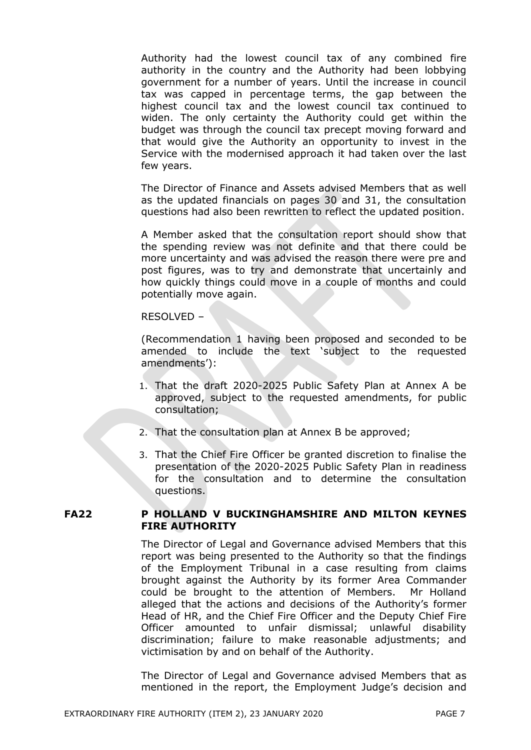Authority had the lowest council tax of any combined fire authority in the country and the Authority had been lobbying government for a number of years. Until the increase in council tax was capped in percentage terms, the gap between the highest council tax and the lowest council tax continued to widen. The only certainty the Authority could get within the budget was through the council tax precept moving forward and that would give the Authority an opportunity to invest in the Service with the modernised approach it had taken over the last few years.

The Director of Finance and Assets advised Members that as well as the updated financials on pages 30 and 31, the consultation questions had also been rewritten to reflect the updated position.

A Member asked that the consultation report should show that the spending review was not definite and that there could be more uncertainty and was advised the reason there were pre and post figures, was to try and demonstrate that uncertainly and how quickly things could move in a couple of months and could potentially move again.

RESOLVED –

(Recommendation 1 having been proposed and seconded to be amended to include the text 'subject to the requested amendments'):

1. That the draft 2020-2025 Public Safety Plan at Annex A be approved, subject to the requested amendments, for public consultation;
2. That the consultation plan at Annex B be approved;
3. That the Chief Fire Officer be granted discretion to finalise the presentation of the 2020-2025 Public Safety Plan in readiness for the consultation and to determine the consultation questions.

**FA22 P HOLLAND V BUCKINGHAMSHIRE AND MILTON KEYNES FIRE AUTHORITY**

The Director of Legal and Governance advised Members that this report was being presented to the Authority so that the findings of the Employment Tribunal in a case resulting from claims brought against the Authority by its former Area Commander could be brought to the attention of Members. Mr Holland alleged that the actions and decisions of the Authority's former Head of HR, and the Chief Fire Officer and the Deputy Chief Fire Officer amounted to unfair dismissal; unlawful disability discrimination; failure to make reasonable adjustments; and victimisation by and on behalf of the Authority.

The Director of Legal and Governance advised Members that as mentioned in the report, the Employment Judge's decision and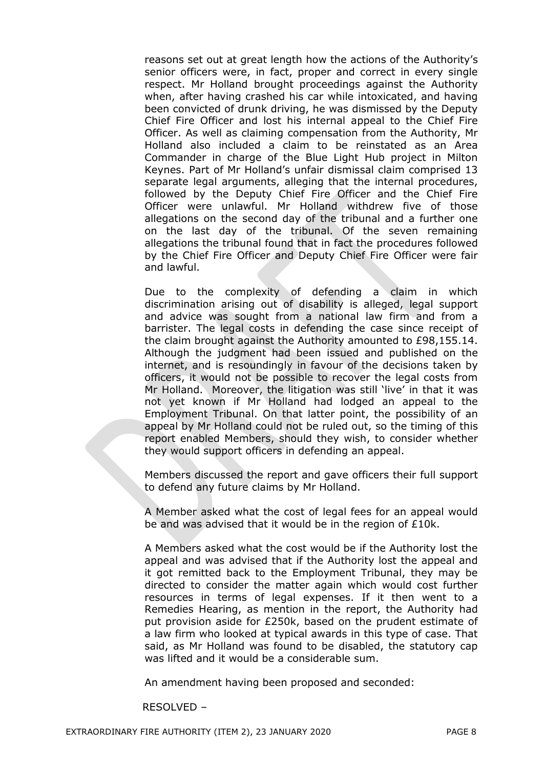reasons set out at great length how the actions of the Authority's senior officers were, in fact, proper and correct in every single respect. Mr Holland brought proceedings against the Authority when, after having crashed his car while intoxicated, and having been convicted of drunk driving, he was dismissed by the Deputy Chief Fire Officer and lost his internal appeal to the Chief Fire Officer. As well as claiming compensation from the Authority, Mr Holland also included a claim to be reinstated as an Area Commander in charge of the Blue Light Hub project in Milton Keynes. Part of Mr Holland's unfair dismissal claim comprised 13 separate legal arguments, alleging that the internal procedures, followed by the Deputy Chief Fire Officer and the Chief Fire Officer were unlawful. Mr Holland withdrew five of those allegations on the second day of the tribunal and a further one on the last day of the tribunal. Of the seven remaining allegations the tribunal found that in fact the procedures followed by the Chief Fire Officer and Deputy Chief Fire Officer were fair and lawful.

Due to the complexity of defending a claim in which discrimination arising out of disability is alleged, legal support and advice was sought from a national law firm and from a barrister. The legal costs in defending the case since receipt of the claim brought against the Authority amounted to £98,155.14. Although the judgment had been issued and published on the internet, and is resoundingly in favour of the decisions taken by officers, it would not be possible to recover the legal costs from Mr Holland. Moreover, the litigation was still 'live' in that it was not yet known if Mr Holland had lodged an appeal to the Employment Tribunal. On that latter point, the possibility of an appeal by Mr Holland could not be ruled out, so the timing of this report enabled Members, should they wish, to consider whether they would support officers in defending an appeal.

Members discussed the report and gave officers their full support to defend any future claims by Mr Holland.

A Member asked what the cost of legal fees for an appeal would be and was advised that it would be in the region of £10k.

A Members asked what the cost would be if the Authority lost the appeal and was advised that if the Authority lost the appeal and it got remitted back to the Employment Tribunal, they may be directed to consider the matter again which would cost further resources in terms of legal expenses. If it then went to a Remedies Hearing, as mention in the report, the Authority had put provision aside for £250k, based on the prudent estimate of a law firm who looked at typical awards in this type of case. That said, as Mr Holland was found to be disabled, the statutory cap was lifted and it would be a considerable sum.

An amendment having been proposed and seconded:

RESOLVED –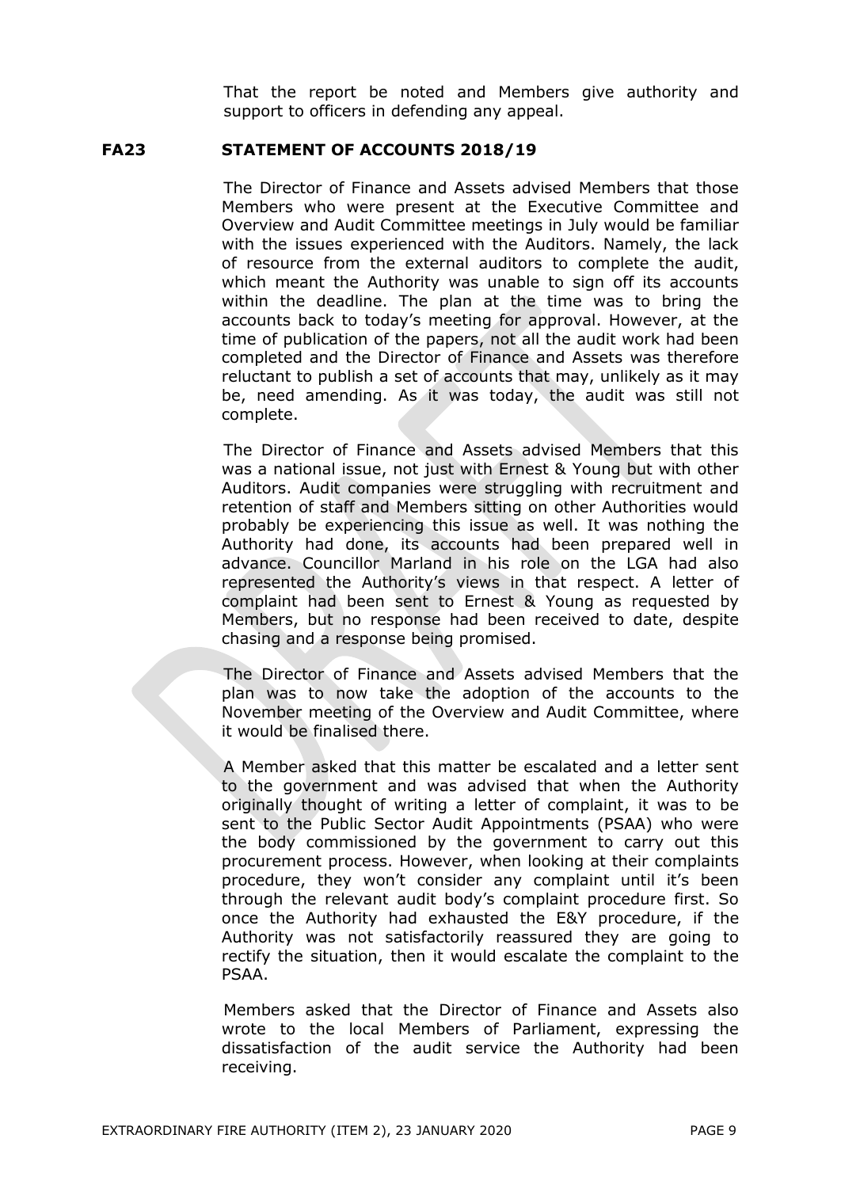That the report be noted and Members give authority and support to officers in defending any appeal.

## FA23 STATEMENT OF ACCOUNTS 2018/19

The Director of Finance and Assets advised Members that those Members who were present at the Executive Committee and Overview and Audit Committee meetings in July would be familiar with the issues experienced with the Auditors. Namely, the lack of resource from the external auditors to complete the audit, which meant the Authority was unable to sign off its accounts within the deadline. The plan at the time was to bring the accounts back to today's meeting for approval. However, at the time of publication of the papers, not all the audit work had been completed and the Director of Finance and Assets was therefore reluctant to publish a set of accounts that may, unlikely as it may be, need amending. As it was today, the audit was still not complete.

The Director of Finance and Assets advised Members that this was a national issue, not just with Ernest & Young but with other Auditors. Audit companies were struggling with recruitment and retention of staff and Members sitting on other Authorities would probably be experiencing this issue as well. It was nothing the Authority had done, its accounts had been prepared well in advance. Councillor Marland in his role on the LGA had also represented the Authority's views in that respect. A letter of complaint had been sent to Ernest & Young as requested by Members, but no response had been received to date, despite chasing and a response being promised.

The Director of Finance and Assets advised Members that the plan was to now take the adoption of the accounts to the November meeting of the Overview and Audit Committee, where it would be finalised there.

A Member asked that this matter be escalated and a letter sent to the government and was advised that when the Authority originally thought of writing a letter of complaint, it was to be sent to the Public Sector Audit Appointments (PSAA) who were the body commissioned by the government to carry out this procurement process. However, when looking at their complaints procedure, they won't consider any complaint until it's been through the relevant audit body's complaint procedure first. So once the Authority had exhausted the E&Y procedure, if the Authority was not satisfactorily reassured they are going to rectify the situation, then it would escalate the complaint to the PSAA.

Members asked that the Director of Finance and Assets also wrote to the local Members of Parliament, expressing the dissatisfaction of the audit service the Authority had been receiving.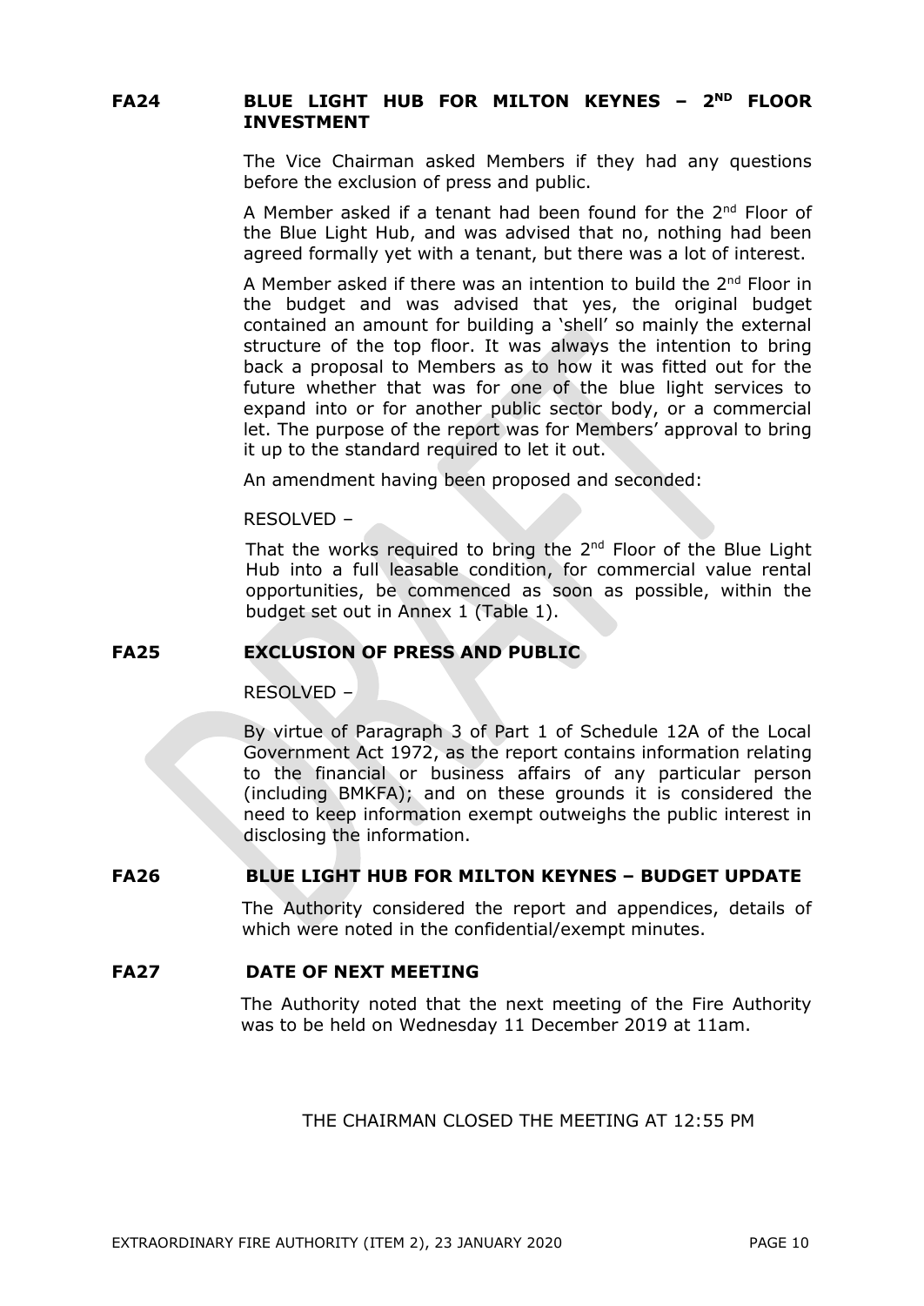## FA24 BLUE LIGHT HUB FOR MILTON KEYNES – 2ND FLOOR INVESTMENT

The Vice Chairman asked Members if they had any questions before the exclusion of press and public.

A Member asked if a tenant had been found for the 2nd Floor of the Blue Light Hub, and was advised that no, nothing had been agreed formally yet with a tenant, but there was a lot of interest.

A Member asked if there was an intention to build the 2nd Floor in the budget and was advised that yes, the original budget contained an amount for building a 'shell' so mainly the external structure of the top floor. It was always the intention to bring back a proposal to Members as to how it was fitted out for the future whether that was for one of the blue light services to expand into or for another public sector body, or a commercial let. The purpose of the report was for Members' approval to bring it up to the standard required to let it out.

An amendment having been proposed and seconded:

RESOLVED –

That the works required to bring the 2nd Floor of the Blue Light Hub into a full leasable condition, for commercial value rental opportunities, be commenced as soon as possible, within the budget set out in Annex 1 (Table 1).

## FA25 EXCLUSION OF PRESS AND PUBLIC

RESOLVED –

By virtue of Paragraph 3 of Part 1 of Schedule 12A of the Local Government Act 1972, as the report contains information relating to the financial or business affairs of any particular person (including BMKFA); and on these grounds it is considered the need to keep information exempt outweighs the public interest in disclosing the information.

## FA26 BLUE LIGHT HUB FOR MILTON KEYNES – BUDGET UPDATE

The Authority considered the report and appendices, details of which were noted in the confidential/exempt minutes.

## FA27 DATE OF NEXT MEETING

The Authority noted that the next meeting of the Fire Authority was to be held on Wednesday 11 December 2019 at 11am.

THE CHAIRMAN CLOSED THE MEETING AT 12:55 PM